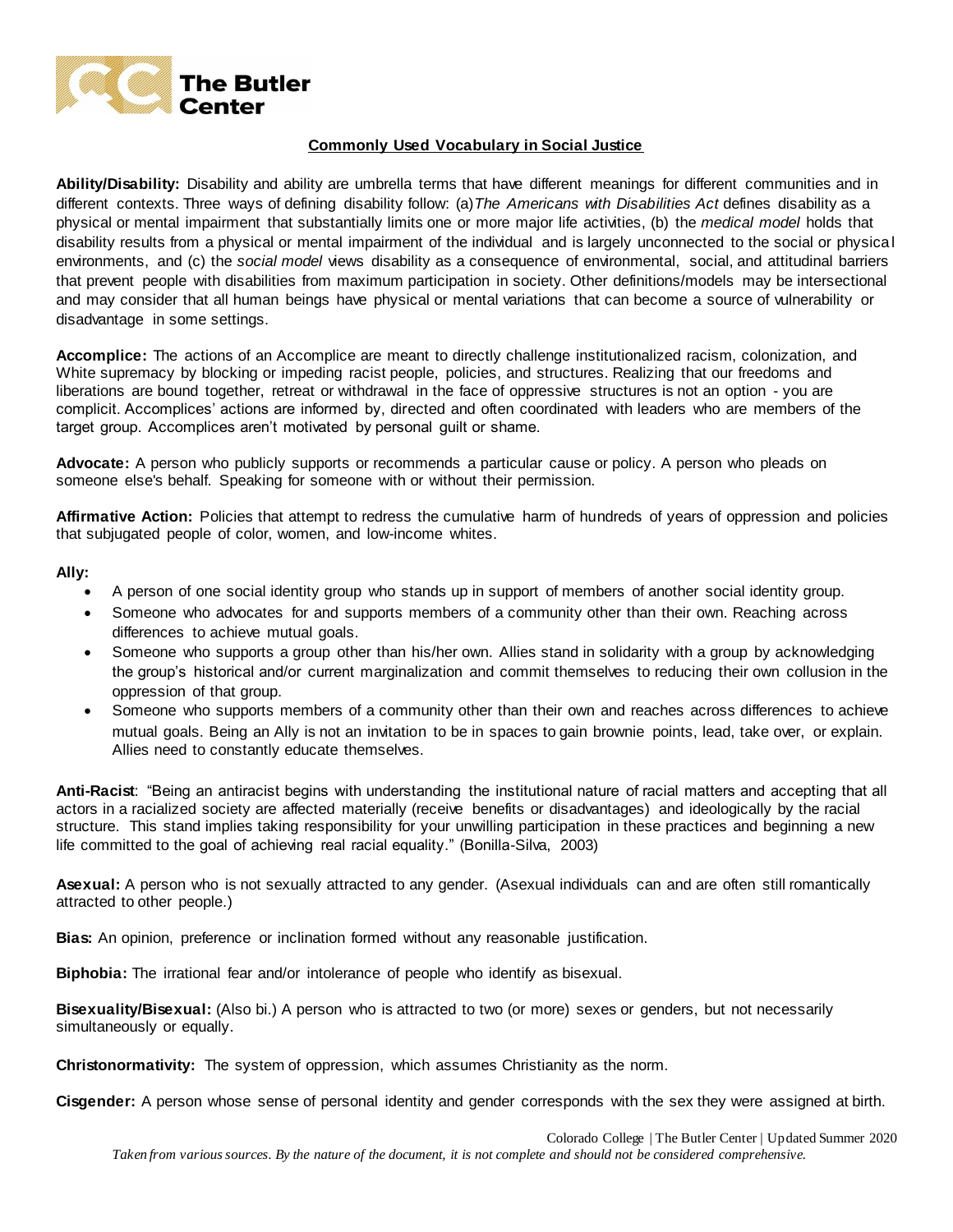The Butler Center

## Commonly Used Vocabulary in Social Justice

**Ability/Disability:** Disability and ability are umbrella terms that have different meanings for different communities and in different contexts. Three ways of defining disability follow: (a)*The Americans with Disabilities Act* defines disability as a physical or mental impairment that substantially limits one or more major life activities, (b) the *medical model* holds that disability results from a physical or mental impairment of the individual and is largely unconnected to the social or physical environments, and (c) the *social model* views disability as a consequence of environmental, social, and attitudinal barriers that prevent people with disabilities from maximum participation in society. Other definitions/models may be intersectional and may consider that all human beings have physical or mental variations that can become a source of vulnerability or disadvantage in some settings.

**Accomplice:** The actions of an Accomplice are meant to directly challenge institutionalized racism, colonization, and White supremacy by blocking or impeding racist people, policies, and structures. Realizing that our freedoms and liberations are bound together, retreat or withdrawal in the face of oppressive structures is not an option - you are complicit. Accomplices' actions are informed by, directed and often coordinated with leaders who are members of the target group. Accomplices aren't motivated by personal guilt or shame.

**Advocate:** A person who publicly supports or recommends a particular cause or policy. A person who pleads on someone else's behalf. Speaking for someone with or without their permission.

**Affirmative Action:** Policies that attempt to redress the cumulative harm of hundreds of years of oppression and policies that subjugated people of color, women, and low-income whites.

**Ally:**

- A person of one social identity group who stands up in support of members of another social identity group.
- Someone who advocates for and supports members of a community other than their own. Reaching across differences to achieve mutual goals.
- Someone who supports a group other than his/her own. Allies stand in solidarity with a group by acknowledging the group's historical and/or current marginalization and commit themselves to reducing their own collusion in the oppression of that group.
- Someone who supports members of a community other than their own and reaches across differences to achieve mutual goals. Being an Ally is not an invitation to be in spaces to gain brownie points, lead, take over, or explain. Allies need to constantly educate themselves.

**Anti-Racist**: "Being an antiracist begins with understanding the institutional nature of racial matters and accepting that all actors in a racialized society are affected materially (receive benefits or disadvantages) and ideologically by the racial structure. This stand implies taking responsibility for your unwilling participation in these practices and beginning a new life committed to the goal of achieving real racial equality." (Bonilla-Silva, 2003)

**Asexual:** A person who is not sexually attracted to any gender. (Asexual individuals can and are often still romantically attracted to other people.)

**Bias:** An opinion, preference or inclination formed without any reasonable justification.

**Biphobia:** The irrational fear and/or intolerance of people who identify as bisexual.

**Bisexuality/Bisexual:** (Also bi.) A person who is attracted to two (or more) sexes or genders, but not necessarily simultaneously or equally.

**Christonormativity:** The system of oppression, which assumes Christianity as the norm.

**Cisgender:** A person whose sense of personal identity and gender corresponds with the sex they were assigned at birth.

Colorado College | The Butler Center | Updated Summer 2020

*Taken from various sources. By the nature of the document, it is not complete and should not be considered comprehensive.*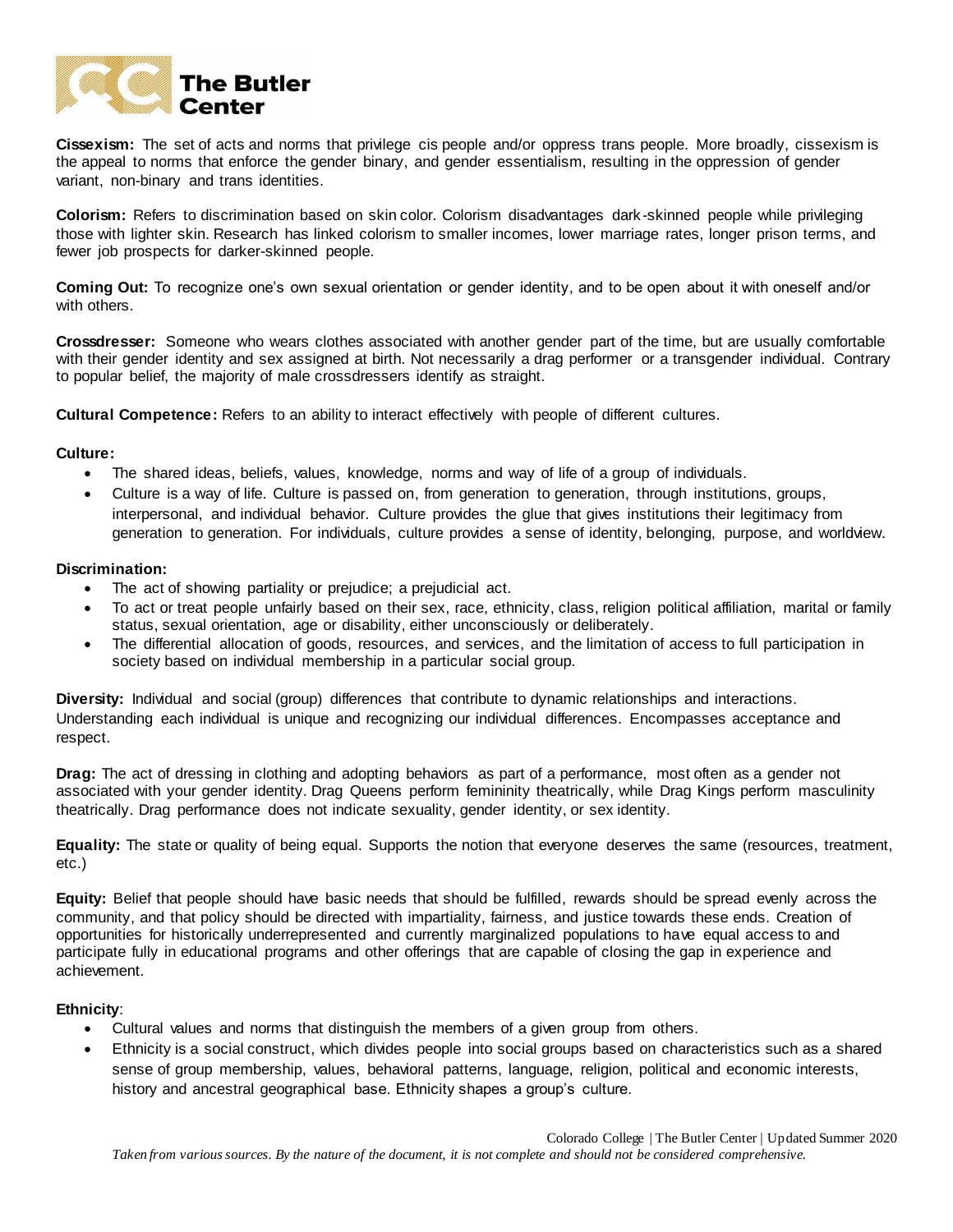**Cissexism:** The set of acts and norms that privilege cis people and/or oppress trans people. More broadly, cissexism is the appeal to norms that enforce the gender binary, and gender essentialism, resulting in the oppression of gender variant, non-binary and trans identities.

**Colorism:** Refers to discrimination based on skin color. Colorism disadvantages dark-skinned people while privileging those with lighter skin. Research has linked colorism to smaller incomes, lower marriage rates, longer prison terms, and fewer job prospects for darker-skinned people.

**Coming Out:** To recognize one's own sexual orientation or gender identity, and to be open about it with oneself and/or with others.

**Crossdresser:** Someone who wears clothes associated with another gender part of the time, but are usually comfortable with their gender identity and sex assigned at birth. Not necessarily a drag performer or a transgender individual. Contrary to popular belief, the majority of male crossdressers identify as straight.

**Cultural Competence:** Refers to an ability to interact effectively with people of different cultures.

**Culture:**

- The shared ideas, beliefs, values, knowledge, norms and way of life of a group of individuals.
- Culture is a way of life. Culture is passed on, from generation to generation, through institutions, groups, interpersonal, and individual behavior. Culture provides the glue that gives institutions their legitimacy from generation to generation. For individuals, culture provides a sense of identity, belonging, purpose, and worldview.

**Discrimination:**

- The act of showing partiality or prejudice; a prejudicial act.
- To act or treat people unfairly based on their sex, race, ethnicity, class, religion political affiliation, marital or family status, sexual orientation, age or disability, either unconsciously or deliberately.
- The differential allocation of goods, resources, and services, and the limitation of access to full participation in society based on individual membership in a particular social group.

**Diversity:** Individual and social (group) differences that contribute to dynamic relationships and interactions. Understanding each individual is unique and recognizing our individual differences. Encompasses acceptance and respect.

**Drag:** The act of dressing in clothing and adopting behaviors as part of a performance, most often as a gender not associated with your gender identity. Drag Queens perform femininity theatrically, while Drag Kings perform masculinity theatrically. Drag performance does not indicate sexuality, gender identity, or sex identity.

**Equality:** The state or quality of being equal. Supports the notion that everyone deserves the same (resources, treatment, etc.)

**Equity:** Belief that people should have basic needs that should be fulfilled, rewards should be spread evenly across the community, and that policy should be directed with impartiality, fairness, and justice towards these ends. Creation of opportunities for historically underrepresented and currently marginalized populations to have equal access to and participate fully in educational programs and other offerings that are capable of closing the gap in experience and achievement.

**Ethnicity**:

- Cultural values and norms that distinguish the members of a given group from others.
- Ethnicity is a social construct, which divides people into social groups based on characteristics such as a shared sense of group membership, values, behavioral patterns, language, religion, political and economic interests, history and ancestral geographical base. Ethnicity shapes a group's culture.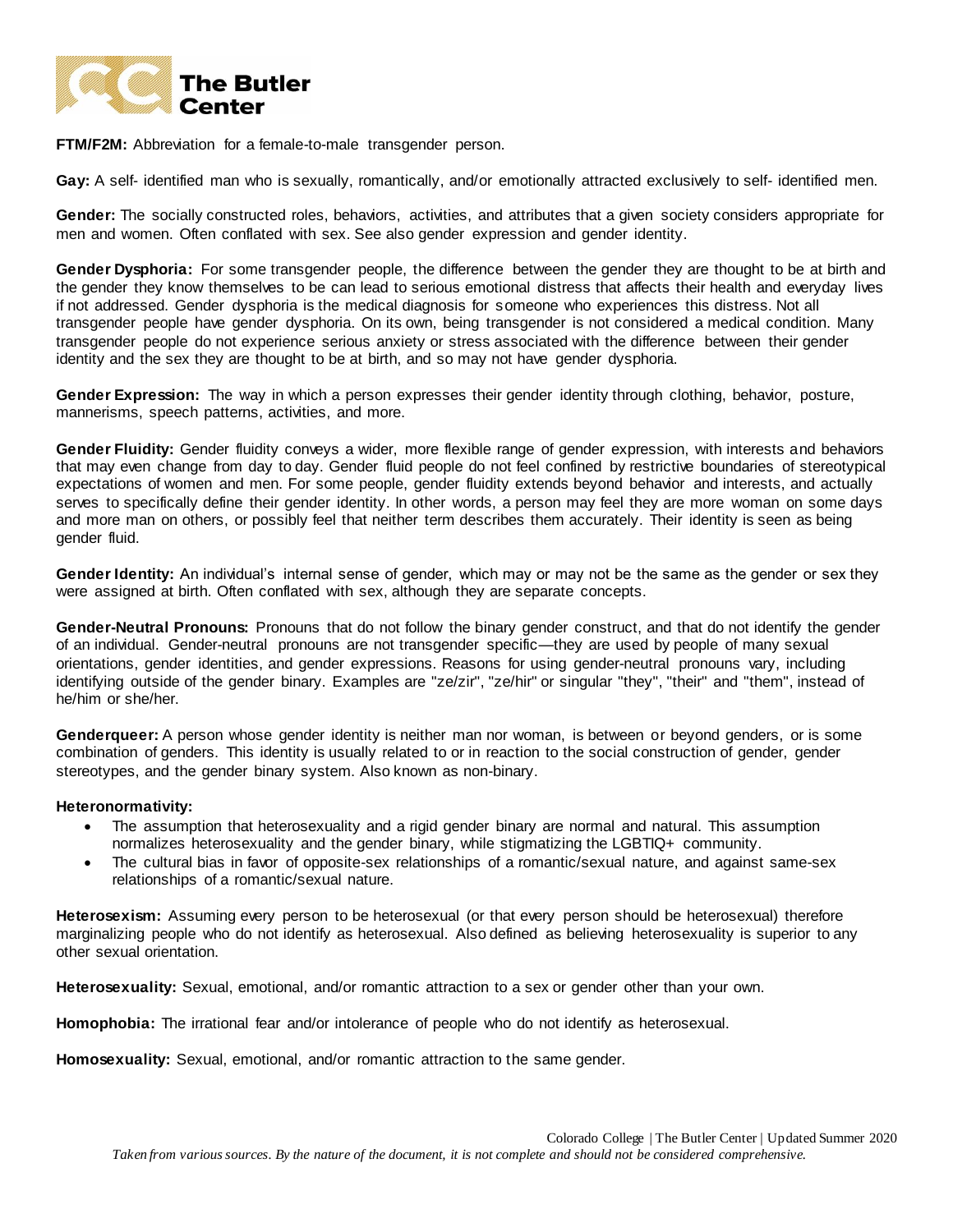**FTM/F2M:** Abbreviation for a female-to-male transgender person.

**Gay:** A self- identified man who is sexually, romantically, and/or emotionally attracted exclusively to self- identified men.

**Gender:** The socially constructed roles, behaviors, activities, and attributes that a given society considers appropriate for men and women. Often conflated with sex. See also gender expression and gender identity.

**Gender Dysphoria:** For some transgender people, the difference between the gender they are thought to be at birth and the gender they know themselves to be can lead to serious emotional distress that affects their health and everyday lives if not addressed. Gender dysphoria is the medical diagnosis for someone who experiences this distress. Not all transgender people have gender dysphoria. On its own, being transgender is not considered a medical condition. Many transgender people do not experience serious anxiety or stress associated with the difference between their gender identity and the sex they are thought to be at birth, and so may not have gender dysphoria.

**Gender Expression:** The way in which a person expresses their gender identity through clothing, behavior, posture, mannerisms, speech patterns, activities, and more.

**Gender Fluidity:** Gender fluidity conveys a wider, more flexible range of gender expression, with interests and behaviors that may even change from day to day. Gender fluid people do not feel confined by restrictive boundaries of stereotypical expectations of women and men. For some people, gender fluidity extends beyond behavior and interests, and actually serves to specifically define their gender identity. In other words, a person may feel they are more woman on some days and more man on others, or possibly feel that neither term describes them accurately. Their identity is seen as being gender fluid.

**Gender Identity:** An individual's internal sense of gender, which may or may not be the same as the gender or sex they were assigned at birth. Often conflated with sex, although they are separate concepts.

**Gender-Neutral Pronouns:** Pronouns that do not follow the binary gender construct, and that do not identify the gender of an individual. Gender-neutral pronouns are not transgender specific—they are used by people of many sexual orientations, gender identities, and gender expressions. Reasons for using gender-neutral pronouns vary, including identifying outside of the gender binary. Examples are "ze/zir", "ze/hir" or singular "they", "their" and "them", instead of he/him or she/her.

**Genderqueer:** A person whose gender identity is neither man nor woman, is between or beyond genders, or is some combination of genders. This identity is usually related to or in reaction to the social construction of gender, gender stereotypes, and the gender binary system. Also known as non-binary.

**Heteronormativity:**

- The assumption that heterosexuality and a rigid gender binary are normal and natural. This assumption normalizes heterosexuality and the gender binary, while stigmatizing the LGBTIQ+ community.
- The cultural bias in favor of opposite-sex relationships of a romantic/sexual nature, and against same-sex relationships of a romantic/sexual nature.

**Heterosexism:** Assuming every person to be heterosexual (or that every person should be heterosexual) therefore marginalizing people who do not identify as heterosexual. Also defined as believing heterosexuality is superior to any other sexual orientation.

**Heterosexuality:** Sexual, emotional, and/or romantic attraction to a sex or gender other than your own.

**Homophobia:** The irrational fear and/or intolerance of people who do not identify as heterosexual.

**Homosexuality:** Sexual, emotional, and/or romantic attraction to the same gender.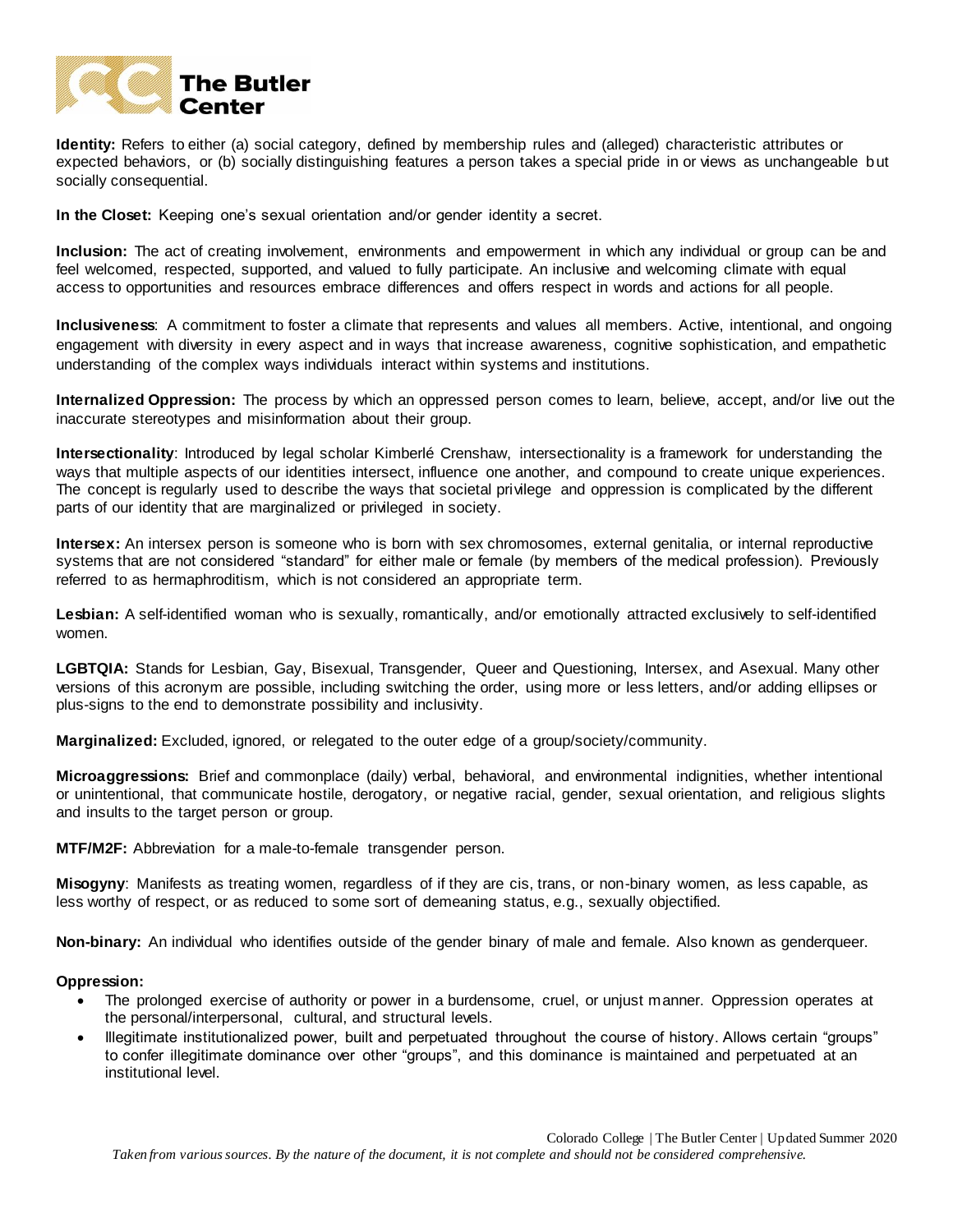**Identity:** Refers to either (a) social category, defined by membership rules and (alleged) characteristic attributes or expected behaviors, or (b) socially distinguishing features a person takes a special pride in or views as unchangeable but socially consequential.

**In the Closet:** Keeping one's sexual orientation and/or gender identity a secret.

**Inclusion:** The act of creating involvement, environments and empowerment in which any individual or group can be and feel welcomed, respected, supported, and valued to fully participate. An inclusive and welcoming climate with equal access to opportunities and resources embrace differences and offers respect in words and actions for all people.

**Inclusiveness**: A commitment to foster a climate that represents and values all members. Active, intentional, and ongoing engagement with diversity in every aspect and in ways that increase awareness, cognitive sophistication, and empathetic understanding of the complex ways individuals interact within systems and institutions.

**Internalized Oppression:** The process by which an oppressed person comes to learn, believe, accept, and/or live out the inaccurate stereotypes and misinformation about their group.

**Intersectionality**: Introduced by legal scholar Kimberlé Crenshaw, intersectionality is a framework for understanding the ways that multiple aspects of our identities intersect, influence one another, and compound to create unique experiences. The concept is regularly used to describe the ways that societal privilege and oppression is complicated by the different parts of our identity that are marginalized or privileged in society.

**Intersex:** An intersex person is someone who is born with sex chromosomes, external genitalia, or internal reproductive systems that are not considered "standard" for either male or female (by members of the medical profession). Previously referred to as hermaphroditism, which is not considered an appropriate term.

**Lesbian:** A self-identified woman who is sexually, romantically, and/or emotionally attracted exclusively to self-identified women.

**LGBTQIA:** Stands for Lesbian, Gay, Bisexual, Transgender, Queer and Questioning, Intersex, and Asexual. Many other versions of this acronym are possible, including switching the order, using more or less letters, and/or adding ellipses or plus-signs to the end to demonstrate possibility and inclusivity.

**Marginalized:** Excluded, ignored, or relegated to the outer edge of a group/society/community.

**Microaggressions:** Brief and commonplace (daily) verbal, behavioral, and environmental indignities, whether intentional or unintentional, that communicate hostile, derogatory, or negative racial, gender, sexual orientation, and religious slights and insults to the target person or group.

**MTF/M2F:** Abbreviation for a male-to-female transgender person.

**Misogyny**: Manifests as treating women, regardless of if they are cis, trans, or non-binary women, as less capable, as less worthy of respect, or as reduced to some sort of demeaning status, e.g., sexually objectified.

**Non-binary:** An individual who identifies outside of the gender binary of male and female. Also known as genderqueer.

**Oppression:**

- The prolonged exercise of authority or power in a burdensome, cruel, or unjust manner. Oppression operates at the personal/interpersonal, cultural, and structural levels.
- Illegitimate institutionalized power, built and perpetuated throughout the course of history. Allows certain "groups" to confer illegitimate dominance over other "groups", and this dominance is maintained and perpetuated at an institutional level.

*Taken from various sources. By the nature of the document, it is not complete and should not be considered comprehensive.*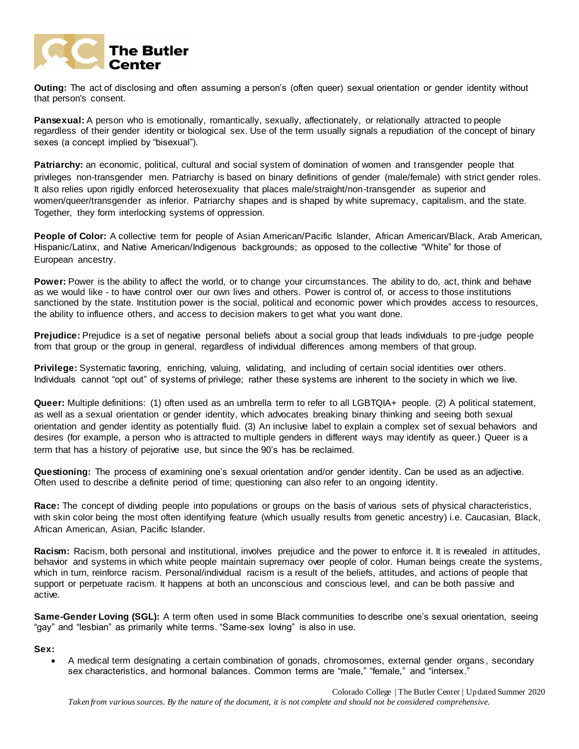**Outing:** The act of disclosing and often assuming a person's (often queer) sexual orientation or gender identity without that person's consent.

**Pansexual:** A person who is emotionally, romantically, sexually, affectionately, or relationally attracted to people regardless of their gender identity or biological sex. Use of the term usually signals a repudiation of the concept of binary sexes (a concept implied by "bisexual").

**Patriarchy:** an economic, political, cultural and social system of domination of women and transgender people that privileges non-transgender men. Patriarchy is based on binary definitions of gender (male/female) with strict gender roles. It also relies upon rigidly enforced heterosexuality that places male/straight/non-transgender as superior and women/queer/transgender as inferior. Patriarchy shapes and is shaped by white supremacy, capitalism, and the state. Together, they form interlocking systems of oppression.

**People of Color:** A collective term for people of Asian American/Pacific Islander, African American/Black, Arab American, Hispanic/Latinx, and Native American/Indigenous backgrounds; as opposed to the collective "White" for those of European ancestry.

**Power:** Power is the ability to affect the world, or to change your circumstances. The ability to do, act, think and behave as we would like - to have control over our own lives and others. Power is control of, or access to those institutions sanctioned by the state. Institution power is the social, political and economic power which provides access to resources, the ability to influence others, and access to decision makers to get what you want done.

**Prejudice:** Prejudice is a set of negative personal beliefs about a social group that leads individuals to pre-judge people from that group or the group in general, regardless of individual differences among members of that group.

**Privilege:** Systematic favoring, enriching, valuing, validating, and including of certain social identities over others. Individuals cannot "opt out" of systems of privilege; rather these systems are inherent to the society in which we live.

**Queer:** Multiple definitions: (1) often used as an umbrella term to refer to all LGBTQIA+ people. (2) A political statement, as well as a sexual orientation or gender identity, which advocates breaking binary thinking and seeing both sexual orientation and gender identity as potentially fluid. (3) An inclusive label to explain a complex set of sexual behaviors and desires (for example, a person who is attracted to multiple genders in different ways may identify as queer.) Queer is a term that has a history of pejorative use, but since the 90's has be reclaimed.

**Questioning:** The process of examining one's sexual orientation and/or gender identity. Can be used as an adjective. Often used to describe a definite period of time; questioning can also refer to an ongoing identity.

**Race:** The concept of dividing people into populations or groups on the basis of various sets of physical characteristics, with skin color being the most often identifying feature (which usually results from genetic ancestry) i.e. Caucasian, Black, African American, Asian, Pacific Islander.

**Racism:** Racism, both personal and institutional, involves prejudice and the power to enforce it. It is revealed in attitudes, behavior and systems in which white people maintain supremacy over people of color. Human beings create the systems, which in turn, reinforce racism. Personal/individual racism is a result of the beliefs, attitudes, and actions of people that support or perpetuate racism. It happens at both an unconscious and conscious level, and can be both passive and active.

**Same-Gender Loving (SGL):** A term often used in some Black communities to describe one's sexual orientation, seeing "gay" and "lesbian" as primarily white terms. "Same-sex loving" is also in use.

**Sex:**

- A medical term designating a certain combination of gonads, chromosomes, external gender organs, secondary sex characteristics, and hormonal balances. Common terms are "male," "female," and "intersex."

*Taken from various sources. By the nature of the document, it is not complete and should not be considered comprehensive.*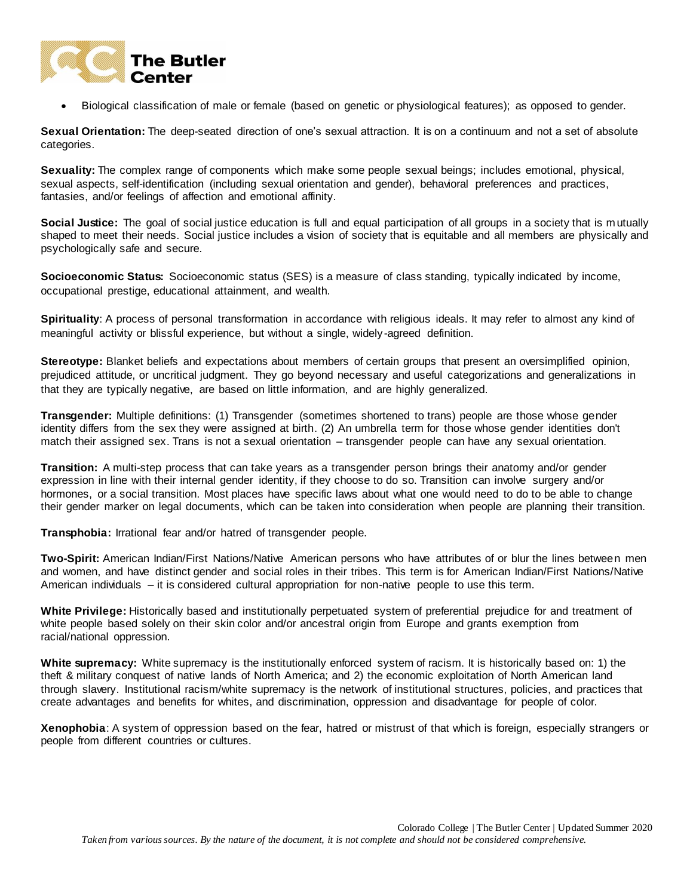- Biological classification of male or female (based on genetic or physiological features); as opposed to gender.

**Sexual Orientation:** The deep-seated direction of one's sexual attraction. It is on a continuum and not a set of absolute categories.

**Sexuality:** The complex range of components which make some people sexual beings; includes emotional, physical, sexual aspects, self-identification (including sexual orientation and gender), behavioral preferences and practices, fantasies, and/or feelings of affection and emotional affinity.

**Social Justice:** The goal of social justice education is full and equal participation of all groups in a society that is mutually shaped to meet their needs. Social justice includes a vision of society that is equitable and all members are physically and psychologically safe and secure.

**Socioeconomic Status:** Socioeconomic status (SES) is a measure of class standing, typically indicated by income, occupational prestige, educational attainment, and wealth.

**Spirituality**: A process of personal transformation in accordance with religious ideals. It may refer to almost any kind of meaningful activity or blissful experience, but without a single, widely-agreed definition.

**Stereotype:** Blanket beliefs and expectations about members of certain groups that present an oversimplified opinion, prejudiced attitude, or uncritical judgment. They go beyond necessary and useful categorizations and generalizations in that they are typically negative, are based on little information, and are highly generalized.

**Transgender:** Multiple definitions: (1) Transgender (sometimes shortened to trans) people are those whose gender identity differs from the sex they were assigned at birth. (2) An umbrella term for those whose gender identities don't match their assigned sex. Trans is not a sexual orientation – transgender people can have any sexual orientation.

**Transition:** A multi-step process that can take years as a transgender person brings their anatomy and/or gender expression in line with their internal gender identity, if they choose to do so. Transition can involve surgery and/or hormones, or a social transition. Most places have specific laws about what one would need to do to be able to change their gender marker on legal documents, which can be taken into consideration when people are planning their transition.

**Transphobia:** Irrational fear and/or hatred of transgender people.

**Two-Spirit:** American Indian/First Nations/Native American persons who have attributes of or blur the lines between men and women, and have distinct gender and social roles in their tribes. This term is for American Indian/First Nations/Native American individuals – it is considered cultural appropriation for non-native people to use this term.

**White Privilege:** Historically based and institutionally perpetuated system of preferential prejudice for and treatment of white people based solely on their skin color and/or ancestral origin from Europe and grants exemption from racial/national oppression.

**White supremacy:** White supremacy is the institutionally enforced system of racism. It is historically based on: 1) the theft & military conquest of native lands of North America; and 2) the economic exploitation of North American land through slavery. Institutional racism/white supremacy is the network of institutional structures, policies, and practices that create advantages and benefits for whites, and discrimination, oppression and disadvantage for people of color.

**Xenophobia**: A system of oppression based on the fear, hatred or mistrust of that which is foreign, especially strangers or people from different countries or cultures.

*Taken from various sources. By the nature of the document, it is not complete and should not be considered comprehensive.*